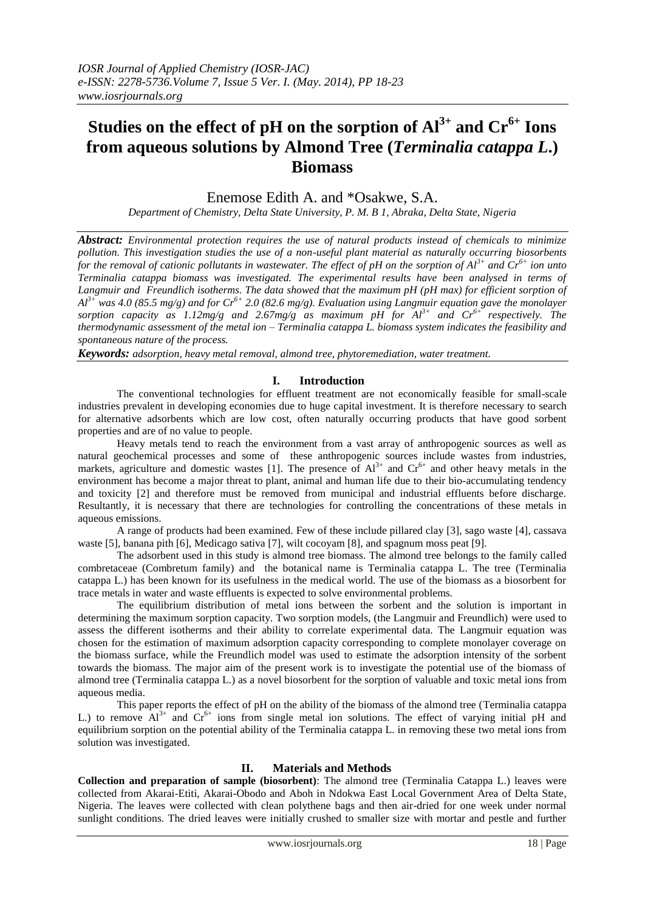# Studies on the effect of pH on the sorption of $Al^{3+}$ and $Cr^{6+}$ Ions from aqueous solutions by Almond Tree (*Terminalia catappa L.*) Biomass

Enemose Edith A. and *Osakwe, S.A.

*Department of Chemistry, Delta State University, P. M. B 1, Abraka, Delta State, Nigeria*

***Abstract:*** *Environmental protection requires the use of natural products instead of chemicals to minimize pollution. This investigation studies the use of a non-useful plant material as naturally occurring biosorbents for the removal of cationic pollutants in wastewater. The effect of pH on the sorption of $Al^{3+}$ and $Cr^{6+}$ ion unto Terminalia catappa biomass was investigated. The experimental results have been analysed in terms of Langmuir and Freundlich isotherms. The data showed that the maximum pH (pH max) for efficient sorption of $Al^{3+}$ was 4.0 (85.5 mg/g) and for $Cr^{6+}$ 2.0 (82.6 mg/g). Evaluation using Langmuir equation gave the monolayer sorption capacity as 1.12mg/g and 2.67mg/g as maximum pH for $Al^{3+}$ and $Cr^{6+}$ respectively. The thermodynamic assessment of the metal ion – Terminalia catappa L. biomass system indicates the feasibility and spontaneous nature of the process.*

***Keywords:*** *adsorption, heavy metal removal, almond tree, phytoremediation, water treatment.*

## I. Introduction

The conventional technologies for effluent treatment are not economically feasible for small-scale industries prevalent in developing economies due to huge capital investment. It is therefore necessary to search for alternative adsorbents which are low cost, often naturally occurring products that have good sorbent properties and are of no value to people.

Heavy metals tend to reach the environment from a vast array of anthropogenic sources as well as natural geochemical processes and some of these anthropogenic sources include wastes from industries, markets, agriculture and domestic wastes [1]. The presence of $Al^{3+}$ and $Cr^{6+}$ and other heavy metals in the environment has become a major threat to plant, animal and human life due to their bio-accumulating tendency and toxicity [2] and therefore must be removed from municipal and industrial effluents before discharge. Resultantly, it is necessary that there are technologies for controlling the concentrations of these metals in aqueous emissions.

A range of products had been examined. Few of these include pillared clay [3], sago waste [4], cassava waste [5], banana pith [6], Medicago sativa [7], wilt cocoyam [8], and spagnum moss peat [9].

The adsorbent used in this study is almond tree biomass. The almond tree belongs to the family called combretaceae (Combretum family) and the botanical name is Terminalia catappa L. The tree (Terminalia catappa L.) has been known for its usefulness in the medical world. The use of the biomass as a biosorbent for trace metals in water and waste effluents is expected to solve environmental problems.

The equilibrium distribution of metal ions between the sorbent and the solution is important in determining the maximum sorption capacity. Two sorption models, (the Langmuir and Freundlich) were used to assess the different isotherms and their ability to correlate experimental data. The Langmuir equation was chosen for the estimation of maximum adsorption capacity corresponding to complete monolayer coverage on the biomass surface, while the Freundlich model was used to estimate the adsorption intensity of the sorbent towards the biomass. The major aim of the present work is to investigate the potential use of the biomass of almond tree (Terminalia catappa L.) as a novel biosorbent for the sorption of valuable and toxic metal ions from aqueous media.

This paper reports the effect of pH on the ability of the biomass of the almond tree (Terminalia catappa L.) to remove $Al^{3+}$ and $Cr^{6+}$ ions from single metal ion solutions. The effect of varying initial pH and equilibrium sorption on the potential ability of the Terminalia catappa L. in removing these two metal ions from solution was investigated.

## II. Materials and Methods

**Collection and preparation of sample (biosorbent)**: The almond tree (Terminalia Catappa L.) leaves were collected from Akarai-Etiti, Akarai-Obodo and Aboh in Ndokwa East Local Government Area of Delta State, Nigeria. The leaves were collected with clean polythene bags and then air-dried for one week under normal sunlight conditions. The dried leaves were initially crushed to smaller size with mortar and pestle and further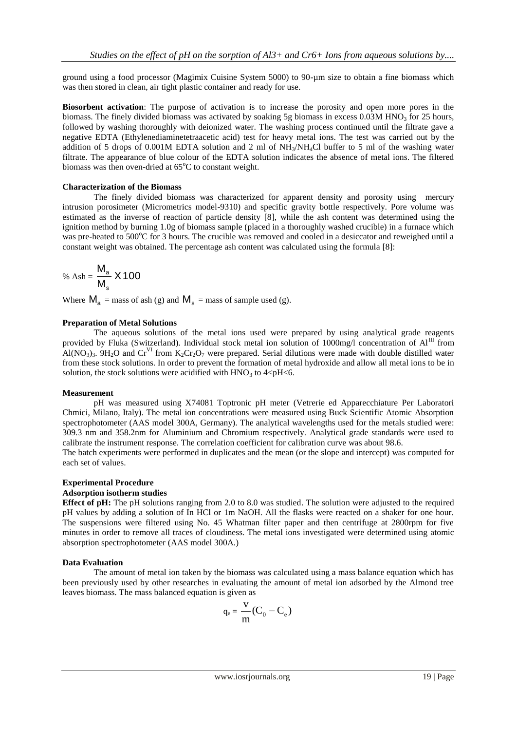ground using a food processor (Magimix Cuisine System 5000) to 90-µm size to obtain a fine biomass which was then stored in clean, air tight plastic container and ready for use.

**Biosorbent activation**: The purpose of activation is to increase the porosity and open more pores in the biomass. The finely divided biomass was activated by soaking 5g biomass in excess 0.03M $HNO_3$ for 25 hours, followed by washing thoroughly with deionized water. The washing process continued until the filtrate gave a negative EDTA (Ethylenediaminetetraacetic acid) test for heavy metal ions. The test was carried out by the addition of 5 drops of 0.001M EDTA solution and 2 ml of $NH_3/NH_4Cl$ buffer to 5 ml of the washing water filtrate. The appearance of blue colour of the EDTA solution indicates the absence of metal ions. The filtered biomass was then oven-dried at 65°C to constant weight.

**Characterization of the Biomass**

The finely divided biomass was characterized for apparent density and porosity using mercury intrusion porosimeter (Micrometrics model-9310) and specific gravity bottle respectively. Pore volume was estimated as the inverse of reaction of particle density [8], while the ash content was determined using the ignition method by burning 1.0g of biomass sample (placed in a thoroughly washed crucible) in a furnace which was pre-heated to 500°C for 3 hours. The crucible was removed and cooled in a desiccator and reweighed until a constant weight was obtained. The percentage ash content was calculated using the formula [8]:

$$\% \text{ Ash} = \frac{M_a}{M_s} X 100$$

Where $M_a$ = mass of ash (g) and $M_s$ = mass of sample used (g).

**Preparation of Metal Solutions**

The aqueous solutions of the metal ions used were prepared by using analytical grade reagents provided by Fluka (Switzerland). Individual stock metal ion solution of 1000mg/l concentration of $Al^{III}$ from $Al(NO_3)_3 \cdot 9H_2O$ and $Cr^{VI}$ from $K_2Cr_2O_7$ were prepared. Serial dilutions were made with double distilled water from these stock solutions. In order to prevent the formation of metal hydroxide and allow all metal ions to be in solution, the stock solutions were acidified with $HNO_3$ to $4<pH<6$.

**Measurement**

pH was measured using X74081 Toptronic pH meter (Vetrerie ed Apparecchiature Per Laboratori Chmici, Milano, Italy). The metal ion concentrations were measured using Buck Scientific Atomic Absorption spectrophotometer (AAS model 300A, Germany). The analytical wavelengths used for the metals studied were: 309.3 nm and 358.2nm for Aluminium and Chromium respectively. Analytical grade standards were used to calibrate the instrument response. The correlation coefficient for calibration curve was about 98.6.

The batch experiments were performed in duplicates and the mean (or the slope and intercept) was computed for each set of values.

**Experimental Procedure**

**Adsorption isotherm studies**

**Effect of pH:** The pH solutions ranging from 2.0 to 8.0 was studied. The solution were adjusted to the required pH values by adding a solution of In HCl or 1m NaOH. All the flasks were reacted on a shaker for one hour. The suspensions were filtered using No. 45 Whatman filter paper and then centrifuge at 2800rpm for five minutes in order to remove all traces of cloudiness. The metal ions investigated were determined using atomic absorption spectrophotometer (AAS model 300A.)

**Data Evaluation**

The amount of metal ion taken by the biomass was calculated using a mass balance equation which has been previously used by other researches in evaluating the amount of metal ion adsorbed by the Almond tree leaves biomass. The mass balanced equation is given as

$$q_e = \frac{v}{m}(C_0 - C_e)$$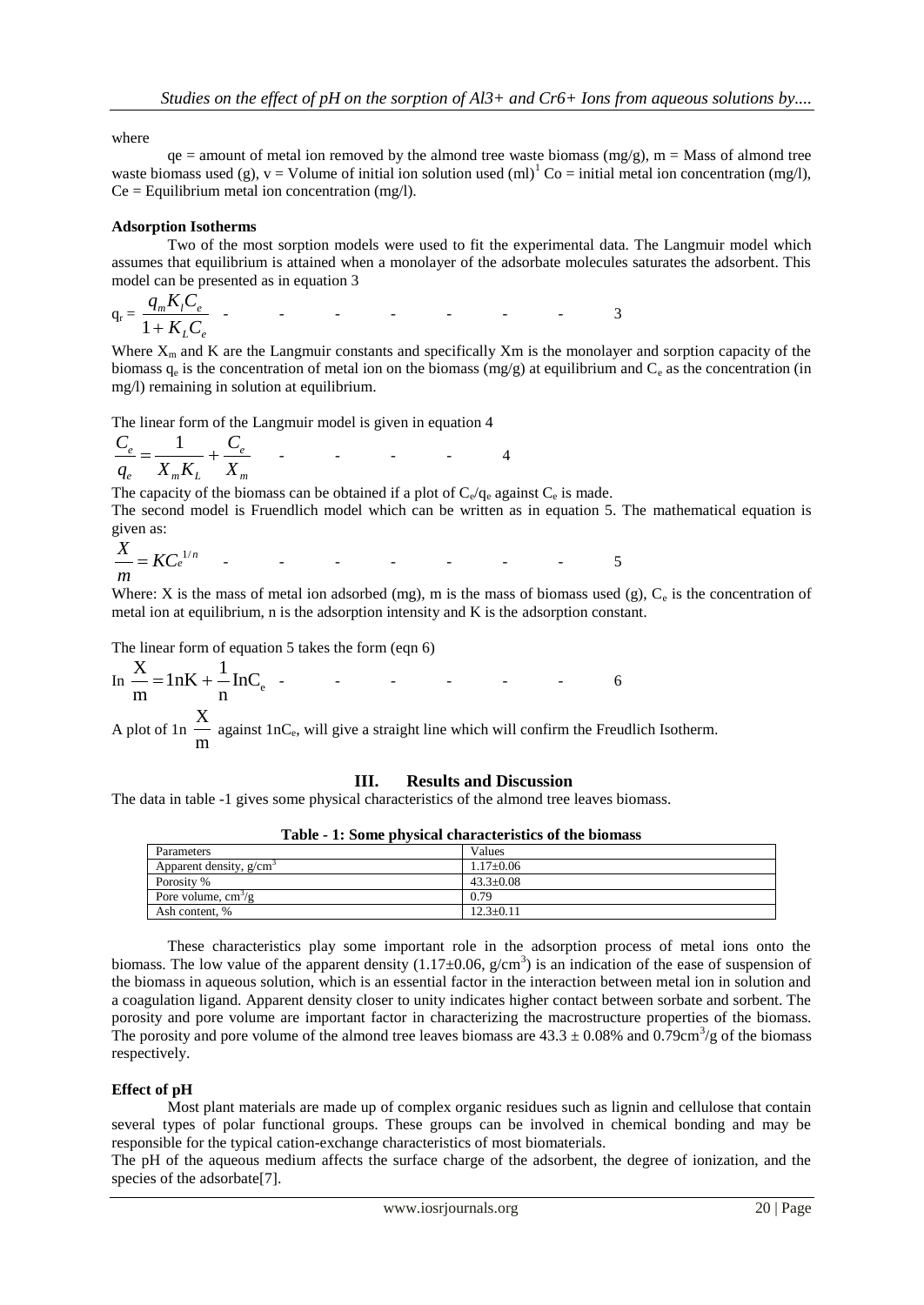where

qe = amount of metal ion removed by the almond tree waste biomass (mg/g), m = Mass of almond tree waste biomass used (g), v = Volume of initial ion solution used (ml)[1] Co = initial metal ion concentration (mg/l), Ce = Equilibrium metal ion concentration (mg/l).

**Adsorption Isotherms**

Two of the most sorption models were used to fit the experimental data. The Langmuir model which assumes that equilibrium is attained when a monolayer of the adsorbate molecules saturates the adsorbent. This model can be presented as in equation 3

$$q_r = \frac{q_m K_l C_e}{1 + K_L C_e} \quad - \quad - \quad - \quad - \quad - \quad - \quad - \quad 3$$

Where $X_m$ and K are the Langmuir constants and specifically Xm is the monolayer and sorption capacity of the biomass $q_e$ is the concentration of metal ion on the biomass (mg/g) at equilibrium and $C_e$ as the concentration (in mg/l) remaining in solution at equilibrium.

The linear form of the Langmuir model is given in equation 4

$$\frac{C_e}{q_e} = \frac{1}{X_m K_L} + \frac{C_e}{X_m} \quad - \quad - \quad - \quad - \quad 4$$

The capacity of the biomass can be obtained if a plot of $C_e/q_e$ against $C_e$ is made.

The second model is Fruendlich model which can be written as in equation 5. The mathematical equation is given as:

$$\frac{X}{m} = KC_e^{1/n} \quad - \quad - \quad - \quad - \quad - \quad - \quad - \quad 5$$

Where: X is the mass of metal ion adsorbed (mg), m is the mass of biomass used (g), $C_e$ is the concentration of metal ion at equilibrium, n is the adsorption intensity and K is the adsorption constant.

The linear form of equation 5 takes the form (eqn 6)

$$\text{In}\ \frac{X}{m} = 1\text{nK} + \frac{1}{n}\text{InC}_e \quad - \quad - \quad - \quad - \quad - \quad - \quad 6$$

A plot of 1n $\frac{X}{m}$ against 1n$C_e$, will give a straight line which will confirm the Freudlich Isotherm.

## III. Results and Discussion

The data in table -1 gives some physical characteristics of the almond tree leaves biomass.

**Table - 1: Some physical characteristics of the biomass**

| Parameters | Values |
|---|---|
| Apparent density, g/cm$^3$ | 1.17±0.06 |
| Porosity % | 43.3±0.08 |
| Pore volume, cm$^3$/g | 0.79 |
| Ash content, % | 12.3±0.11 |

These characteristics play some important role in the adsorption process of metal ions onto the biomass. The low value of the apparent density (1.17±0.06, g/cm$^3$) is an indication of the ease of suspension of the biomass in aqueous solution, which is an essential factor in the interaction between metal ion in solution and a coagulation ligand. Apparent density closer to unity indicates higher contact between sorbate and sorbent. The porosity and pore volume are important factor in characterizing the macrostructure properties of the biomass. The porosity and pore volume of the almond tree leaves biomass are 43.3 ± 0.08% and 0.79cm$^3$/g of the biomass respectively.

**Effect of pH**

Most plant materials are made up of complex organic residues such as lignin and cellulose that contain several types of polar functional groups. These groups can be involved in chemical bonding and may be responsible for the typical cation-exchange characteristics of most biomaterials.

The pH of the aqueous medium affects the surface charge of the adsorbent, the degree of ionization, and the species of the adsorbate[7].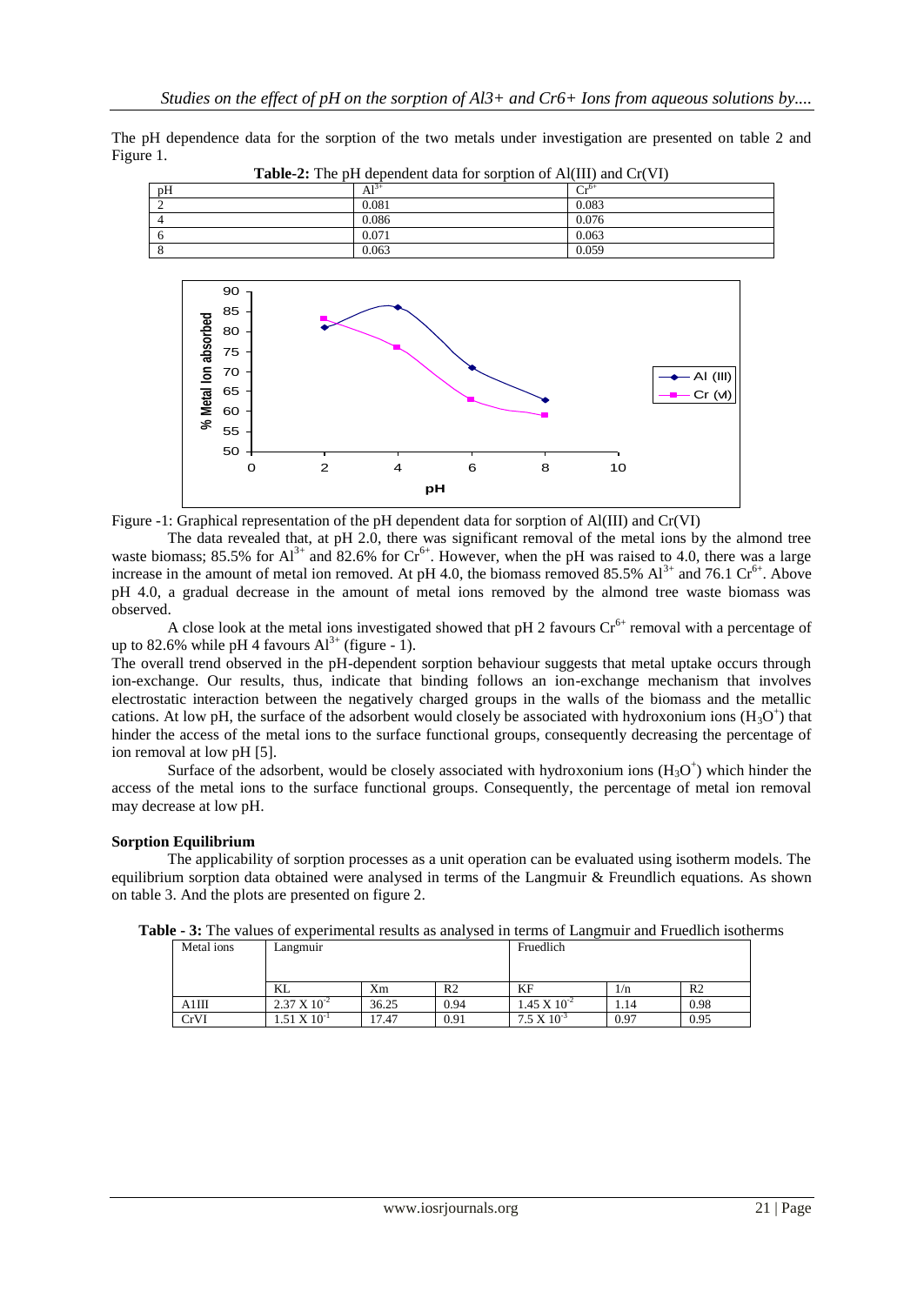The pH dependence data for the sorption of the two metals under investigation are presented on table 2 and Figure 1.

**Table-2:** The pH dependent data for sorption of Al(III) and Cr(VI)

| pH | $Al^{3+}$ | $Cr^{6+}$ |
|---|---|---|
| 2 | 0.081 | 0.083 |
| 4 | 0.086 | 0.076 |
| 6 | 0.071 | 0.063 |
| 8 | 0.063 | 0.059 |

Figure -1: Graphical representation of the pH dependent data for sorption of Al(III) and Cr(VI)

The data revealed that, at pH 2.0, there was significant removal of the metal ions by the almond tree waste biomass; 85.5% for $Al^{3+}$ and 82.6% for $Cr^{6+}$. However, when the pH was raised to 4.0, there was a large increase in the amount of metal ion removed. At pH 4.0, the biomass removed 85.5% $Al^{3+}$ and 76.1 $Cr^{6+}$. Above pH 4.0, a gradual decrease in the amount of metal ions removed by the almond tree waste biomass was observed.

A close look at the metal ions investigated showed that pH 2 favours $Cr^{6+}$ removal with a percentage of up to 82.6% while pH 4 favours $Al^{3+}$ (figure - 1).

The overall trend observed in the pH-dependent sorption behaviour suggests that metal uptake occurs through ion-exchange. Our results, thus, indicate that binding follows an ion-exchange mechanism that involves electrostatic interaction between the negatively charged groups in the walls of the biomass and the metallic cations. At low pH, the surface of the adsorbent would closely be associated with hydroxonium ions ($H_3O^+$) that hinder the access of the metal ions to the surface functional groups, consequently decreasing the percentage of ion removal at low pH [5].

Surface of the adsorbent, would be closely associated with hydroxonium ions ($H_3O^+$) which hinder the access of the metal ions to the surface functional groups. Consequently, the percentage of metal ion removal may decrease at low pH.

**Sorption Equilibrium**

The applicability of sorption processes as a unit operation can be evaluated using isotherm models. The equilibrium sorption data obtained were analysed in terms of the Langmuir & Freundlich equations. As shown on table 3. And the plots are presented on figure 2.

**Table - 3:** The values of experimental results as analysed in terms of Langmuir and Fruedlich isotherms

| Metal ions | Langmuir | | | Fruedlich | | |
|---|---|---|---|---|---|---|
| | KL | Xm | R2 | KF | 1/n | R2 |
| A1III | $2.37 \times 10^{-2}$ | 36.25 | 0.94 | $1.45 \times 10^{-2}$ | 1.14 | 0.98 |
| CrVI | $1.51 \times 10^{-1}$ | 17.47 | 0.91 | $7.5 \times 10^{-3}$ | 0.97 | 0.95 |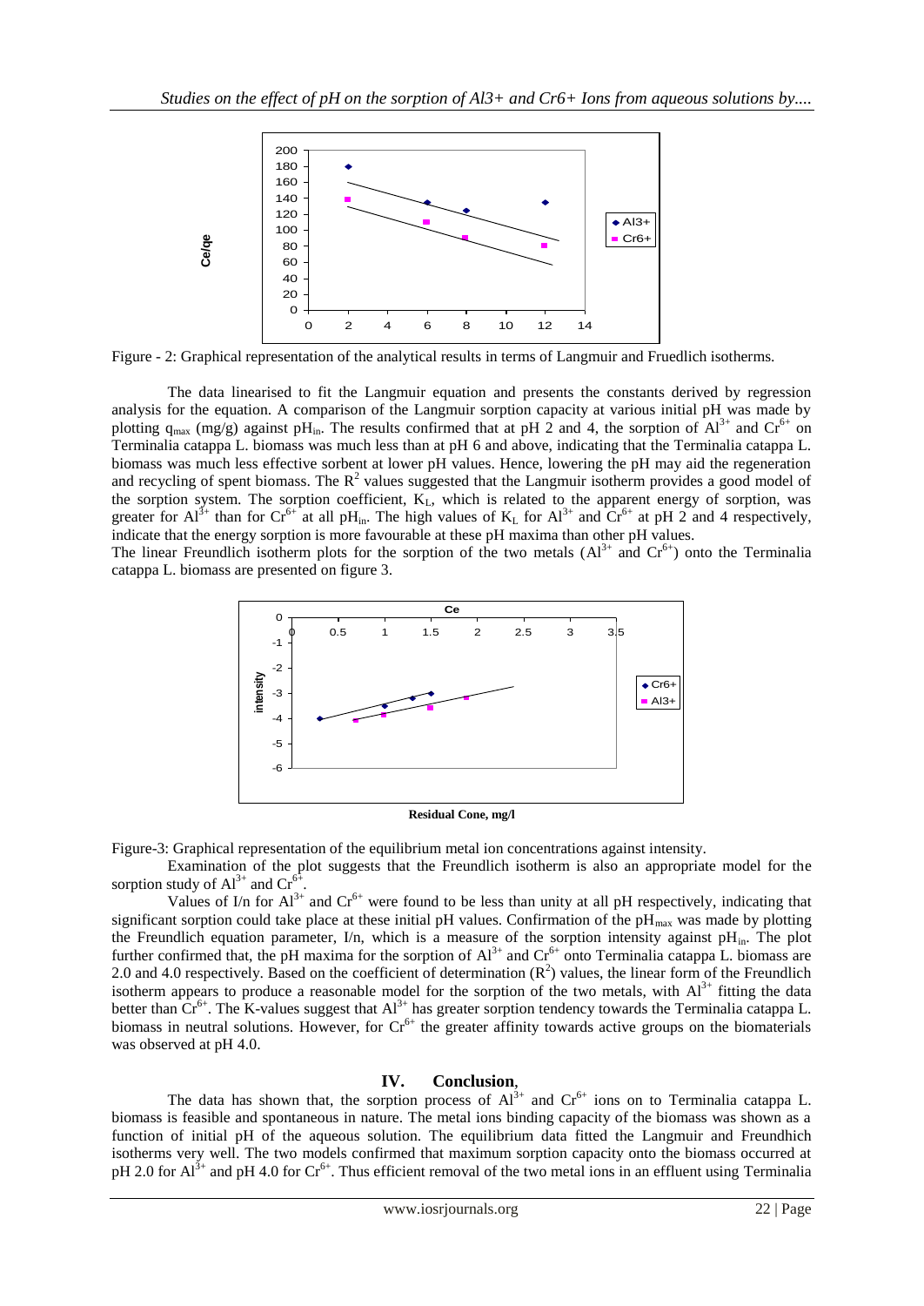Figure - 2: Graphical representation of the analytical results in terms of Langmuir and Fruedlich isotherms.

The data linearised to fit the Langmuir equation and presents the constants derived by regression analysis for the equation. A comparison of the Langmuir sorption capacity at various initial pH was made by plotting $q_{max}$ (mg/g) against $pH_{in}$. The results confirmed that at pH 2 and 4, the sorption of $Al^{3+}$ and $Cr^{6+}$ on Terminalia catappa L. biomass was much less than at pH 6 and above, indicating that the Terminalia catappa L. biomass was much less effective sorbent at lower pH values. Hence, lowering the pH may aid the regeneration and recycling of spent biomass. The $R^2$ values suggested that the Langmuir isotherm provides a good model of the sorption system. The sorption coefficient, $K_L$, which is related to the apparent energy of sorption, was greater for $Al^{3+}$ than for $Cr^{6+}$ at all $pH_{in}$. The high values of $K_L$ for $Al^{3+}$ and $Cr^{6+}$ at pH 2 and 4 respectively, indicate that the energy sorption is more favourable at these pH maxima than other pH values.

The linear Freundlich isotherm plots for the sorption of the two metals ($Al^{3+}$ and $Cr^{6+}$) onto the Terminalia catappa L. biomass are presented on figure 3.

Figure-3: Graphical representation of the equilibrium metal ion concentrations against intensity.

Examination of the plot suggests that the Freundlich isotherm is also an appropriate model for the sorption study of $Al^{3+}$ and $Cr^{6+}$.

Values of I/n for $Al^{3+}$ and $Cr^{6+}$ were found to be less than unity at all pH respectively, indicating that significant sorption could take place at these initial pH values. Confirmation of the $pH_{max}$ was made by plotting the Freundlich equation parameter, I/n, which is a measure of the sorption intensity against $pH_{in}$. The plot further confirmed that, the pH maxima for the sorption of $Al^{3+}$ and $Cr^{6+}$ onto Terminalia catappa L. biomass are 2.0 and 4.0 respectively. Based on the coefficient of determination ($R^2$) values, the linear form of the Freundlich isotherm appears to produce a reasonable model for the sorption of the two metals, with $Al^{3+}$ fitting the data better than $Cr^{6+}$. The K-values suggest that $Al^{3+}$ has greater sorption tendency towards the Terminalia catappa L. biomass in neutral solutions. However, for $Cr^{6+}$ the greater affinity towards active groups on the biomaterials was observed at pH 4.0.

## IV. Conclusion,

The data has shown that, the sorption process of $Al^{3+}$ and $Cr^{6+}$ ions on to Terminalia catappa L. biomass is feasible and spontaneous in nature. The metal ions binding capacity of the biomass was shown as a function of initial pH of the aqueous solution. The equilibrium data fitted the Langmuir and Freundhich isotherms very well. The two models confirmed that maximum sorption capacity onto the biomass occurred at pH 2.0 for $Al^{3+}$ and pH 4.0 for $Cr^{6+}$. Thus efficient removal of the two metal ions in an effluent using Terminalia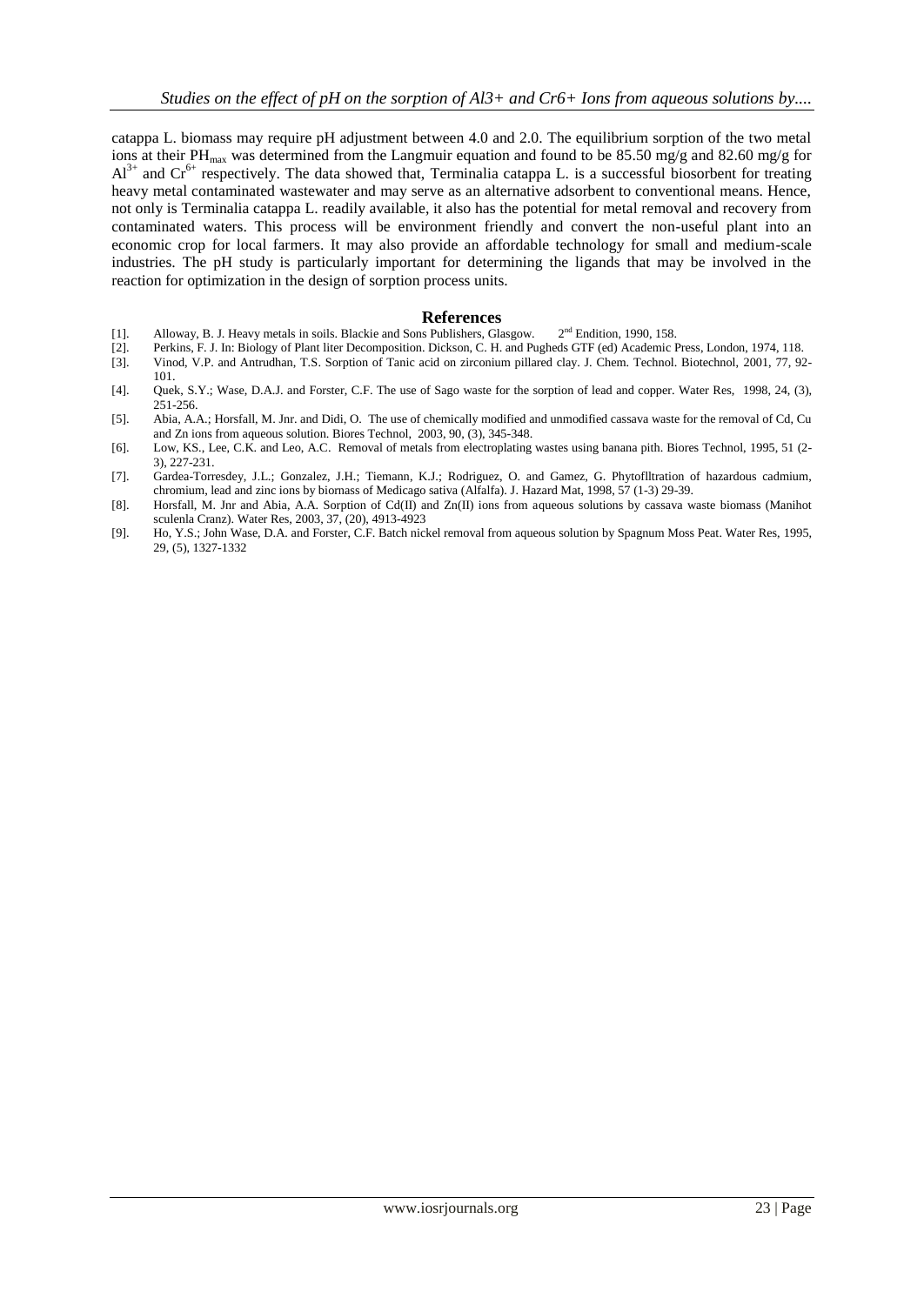catappa L. biomass may require pH adjustment between 4.0 and 2.0. The equilibrium sorption of the two metal ions at their $PH_{max}$ was determined from the Langmuir equation and found to be 85.50 mg/g and 82.60 mg/g for $Al^{3+}$ and $Cr^{6+}$ respectively. The data showed that, Terminalia catappa L. is a successful biosorbent for treating heavy metal contaminated wastewater and may serve as an alternative adsorbent to conventional means. Hence, not only is Terminalia catappa L. readily available, it also has the potential for metal removal and recovery from contaminated waters. This process will be environment friendly and convert the non-useful plant into an economic crop for local farmers. It may also provide an affordable technology for small and medium-scale industries. The pH study is particularly important for determining the ligands that may be involved in the reaction for optimization in the design of sorption process units.

## References

[1]. Alloway, B. J. Heavy metals in soils. Blackie and Sons Publishers, Glasgow. 2nd Endition, 1990, 158.

[2]. Perkins, F. J. In: Biology of Plant liter Decomposition. Dickson, C. H. and Pugheds GTF (ed) Academic Press, London, 1974, 118.

[3]. Vinod, V.P. and Antrudhan, T.S. Sorption of Tanic acid on zirconium pillared clay. J. Chem. Technol. Biotechnol, 2001, 77, 92-101.

[4]. Quek, S.Y.; Wase, D.A.J. and Forster, C.F. The use of Sago waste for the sorption of lead and copper. Water Res, 1998, 24, (3), 251-256.

[5]. Abia, A.A.; Horsfall, M. Jnr. and Didi, O. The use of chemically modified and unmodified cassava waste for the removal of Cd, Cu and Zn ions from aqueous solution. Biores Technol, 2003, 90, (3), 345-348.

[6]. Low, KS., Lee, C.K. and Leo, A.C. Removal of metals from electroplating wastes using banana pith. Biores Technol, 1995, 51 (2-3), 227-231.

[7]. Gardea-Torresdey, J.L.; Gonzalez, J.H.; Tiemann, K.J.; Rodriguez, O. and Gamez, G. Phytofllitration of hazardous cadmium, chromium, lead and zinc ions by biornass of Medicago sativa (Alfalfa). J. Hazard Mat, 1998, 57 (1-3) 29-39.

[8]. Horsfall, M. Jnr and Abia, A.A. Sorption of Cd(II) and Zn(II) ions from aqueous solutions by cassava waste biomass (Manihot sculenla Cranz). Water Res, 2003, 37, (20), 4913-4923

[9]. Ho, Y.S.; John Wase, D.A. and Forster, C.F. Batch nickel removal from aqueous solution by Spagnum Moss Peat. Water Res, 1995, 29, (5), 1327-1332